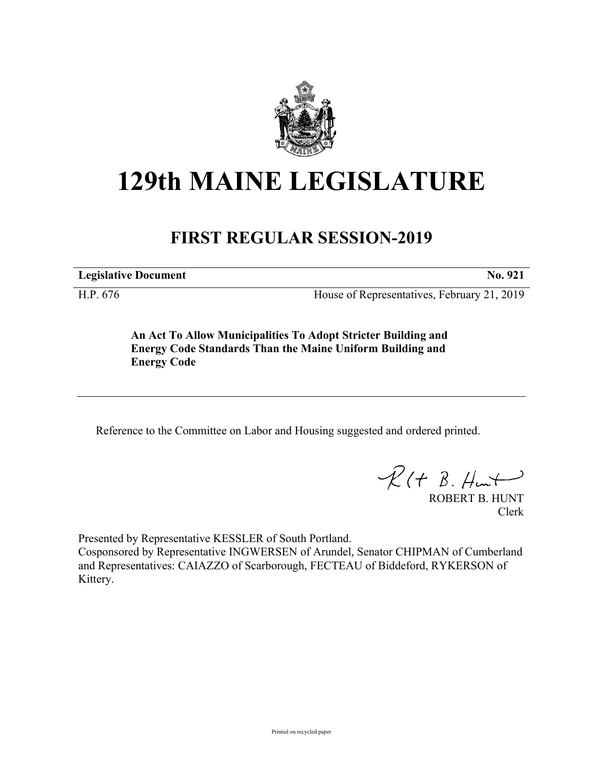# 129th MAINE LEGISLATURE

## FIRST REGULAR SESSION-2019

**Legislative Document** **No. 921**

H.P. 676 House of Representatives, February 21, 2019

**An Act To Allow Municipalities To Adopt Stricter Building and Energy Code Standards Than the Maine Uniform Building and Energy Code**

---

Reference to the Committee on Labor and Housing suggested and ordered printed.

ROBERT B. HUNT
Clerk

Presented by Representative KESSLER of South Portland.
Cosponsored by Representative INGWERSEN of Arundel, Senator CHIPMAN of Cumberland and Representatives: CAIAZZO of Scarborough, FECTEAU of Biddeford, RYKERSON of Kittery.

Printed on recycled paper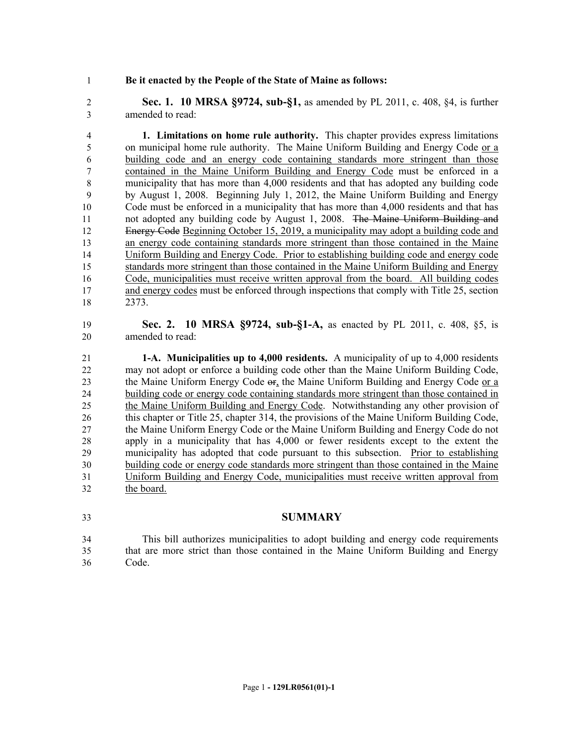**Be it enacted by the People of the State of Maine as follows:**

**Sec. 1. 10 MRSA §9724, sub-§1,** as amended by PL 2011, c. 408, §4, is further amended to read:

**1. Limitations on home rule authority.** This chapter provides express limitations on municipal home rule authority. The Maine Uniform Building and Energy Code <u>or a building code and an energy code containing standards more stringent than those contained in the Maine Uniform Building and Energy Code</u> must be enforced in a municipality that has more than 4,000 residents and that has adopted any building code by August 1, 2008. Beginning July 1, 2012, the Maine Uniform Building and Energy Code must be enforced in a municipality that has more than 4,000 residents and that has not adopted any building code by August 1, 2008. ~~The Maine Uniform Building and Energy Code~~ <u>Beginning October 15, 2019, a municipality may adopt a building code and an energy code containing standards more stringent than those contained in the Maine Uniform Building and Energy Code. Prior to establishing building code and energy code standards more stringent than those contained in the Maine Uniform Building and Energy Code, municipalities must receive written approval from the board. All building codes and energy codes</u> must be enforced through inspections that comply with Title 25, section 2373.

**Sec. 2. 10 MRSA §9724, sub-§1-A,** as enacted by PL 2011, c. 408, §5, is amended to read:

**1-A. Municipalities up to 4,000 residents.** A municipality of up to 4,000 residents may not adopt or enforce a building code other than the Maine Uniform Building Code, the Maine Uniform Energy Code ~~or~~<u>,</u> the Maine Uniform Building and Energy Code <u>or a building code or energy code containing standards more stringent than those contained in the Maine Uniform Building and Energy Code</u>. Notwithstanding any other provision of this chapter or Title 25, chapter 314, the provisions of the Maine Uniform Building Code, the Maine Uniform Energy Code or the Maine Uniform Building and Energy Code do not apply in a municipality that has 4,000 or fewer residents except to the extent the municipality has adopted that code pursuant to this subsection. <u>Prior to establishing building code or energy code standards more stringent than those contained in the Maine Uniform Building and Energy Code, municipalities must receive written approval from the board.</u>

## SUMMARY

This bill authorizes municipalities to adopt building and energy code requirements that are more strict than those contained in the Maine Uniform Building and Energy Code.